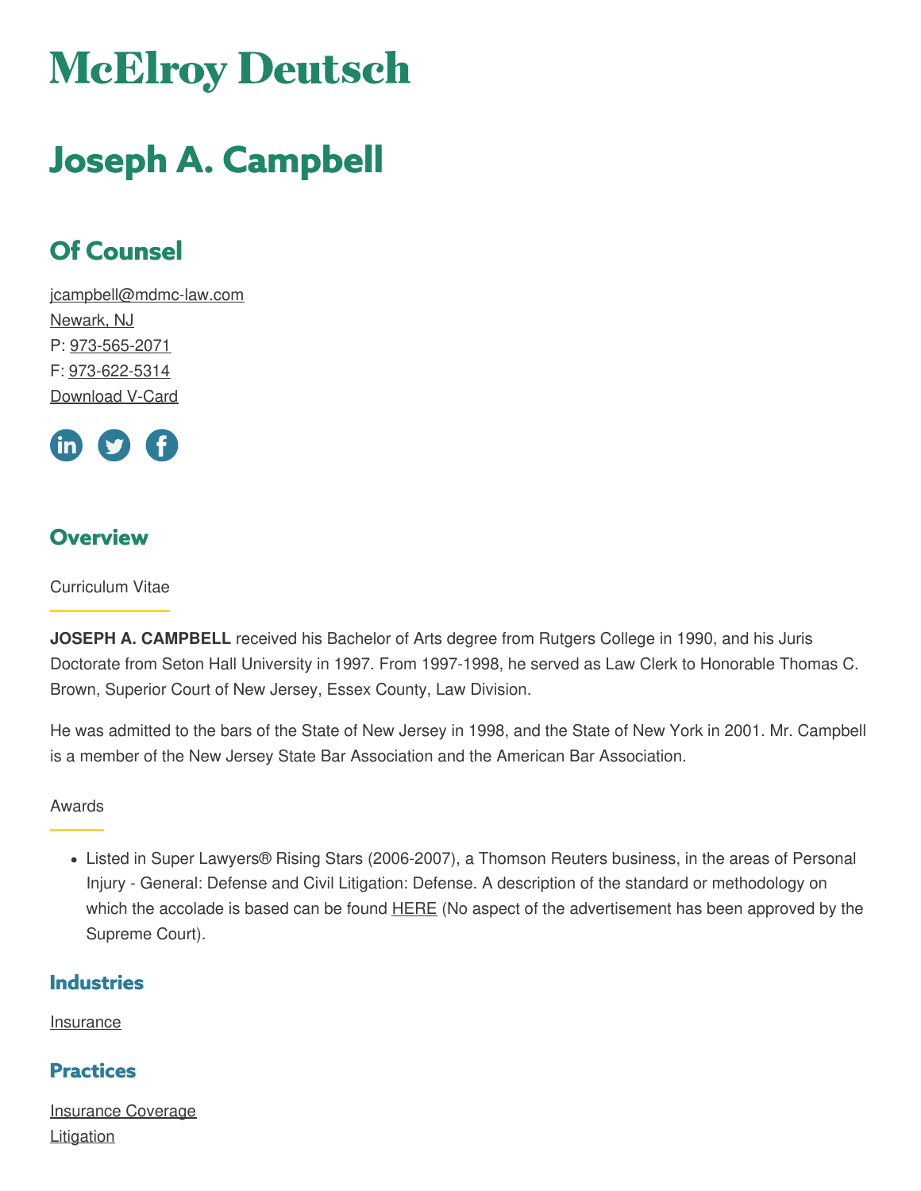# McElroy Deutsch

# Joseph A. Campbell

## Of Counsel

jcampbell@mdmc-law.com
Newark, NJ
P: 973-565-2071
F: 973-622-5314
Download V-Card

## Overview

Curriculum Vitae

**JOSEPH A. CAMPBELL** received his Bachelor of Arts degree from Rutgers College in 1990, and his Juris Doctorate from Seton Hall University in 1997. From 1997-1998, he served as Law Clerk to Honorable Thomas C. Brown, Superior Court of New Jersey, Essex County, Law Division.

He was admitted to the bars of the State of New Jersey in 1998, and the State of New York in 2001. Mr. Campbell is a member of the New Jersey State Bar Association and the American Bar Association.

Awards

- Listed in Super Lawyers® Rising Stars (2006-2007), a Thomson Reuters business, in the areas of Personal Injury - General: Defense and Civil Litigation: Defense. A description of the standard or methodology on which the accolade is based can be found HERE (No aspect of the advertisement has been approved by the Supreme Court).

## Industries

Insurance

## Practices

Insurance Coverage
Litigation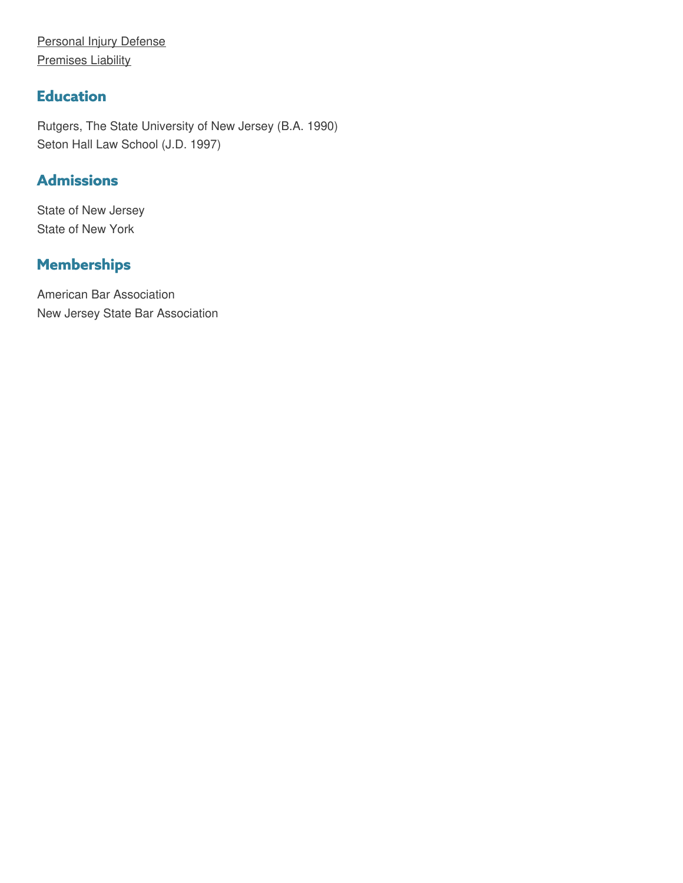[Personal Injury Defense]
[Premises Liability]

## Education

Rutgers, The State University of New Jersey (B.A. 1990)
Seton Hall Law School (J.D. 1997)

## Admissions

State of New Jersey
State of New York

## Memberships

American Bar Association
New Jersey State Bar Association